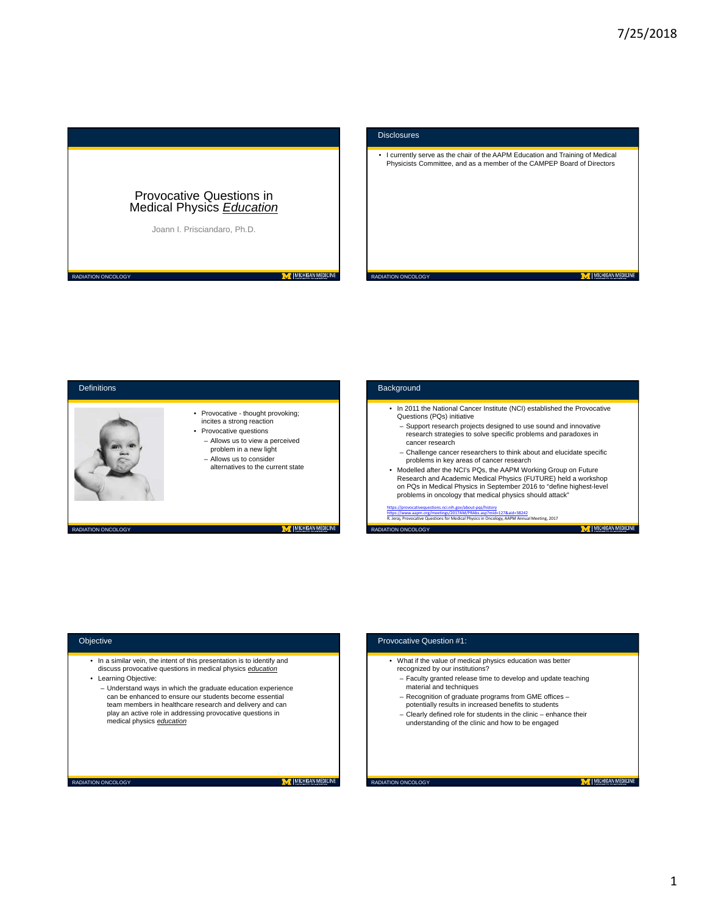# Provocative Questions in Medical Physics *Education*

Joann I. Prisciandaro, Ph.D.

## Disclosures

- I currently serve as the chair of the AAPM Education and Training of Medical Physicists Committee, and as a member of the CAMPEP Board of Directors

## Definitions

- Provocative - thought provoking; incites a strong reaction
- Provocative questions
  - Allows us to view a perceived problem in a new light
  - Allows us to consider alternatives to the current state

## Background

- In 2011 the National Cancer Institute (NCI) established the Provocative Questions (PQs) initiative
  - Support research projects designed to use sound and innovative research strategies to solve specific problems and paradoxes in cancer research
  - Challenge cancer researchers to think about and elucidate specific problems in key areas of cancer research
- Modelled after the NCI's PQs, the AAPM Working Group on Future Research and Academic Medical Physics (FUTURE) held a workshop on PQs in Medical Physics in September 2016 to "define highest-level problems in oncology that medical physics should attack"

https://provocativequestions.nci.nih.gov/about-pqs/history
https://www.aapm.org/meetings/2017AM/PRAbs.asp?mid=127&aid=38242
R. Jeraj, Provocative Questions for Medical Physics in Oncology, AAPM Annual Meeting, 2017

## Objective

- In a similar vein, the intent of this presentation is to identify and discuss provocative questions in medical physics *education*
- Learning Objective:
  - Understand ways in which the graduate education experience can be enhanced to ensure our students become essential team members in healthcare research and delivery and can play an active role in addressing provocative questions in medical physics *education*

## Provocative Question #1:

- What if the value of medical physics education was better recognized by our institutions?
  - Faculty granted release time to develop and update teaching material and techniques
  - Recognition of graduate programs from GME offices – potentially results in increased benefits to students
  - Clearly defined role for students in the clinic – enhance their understanding of the clinic and how to be engaged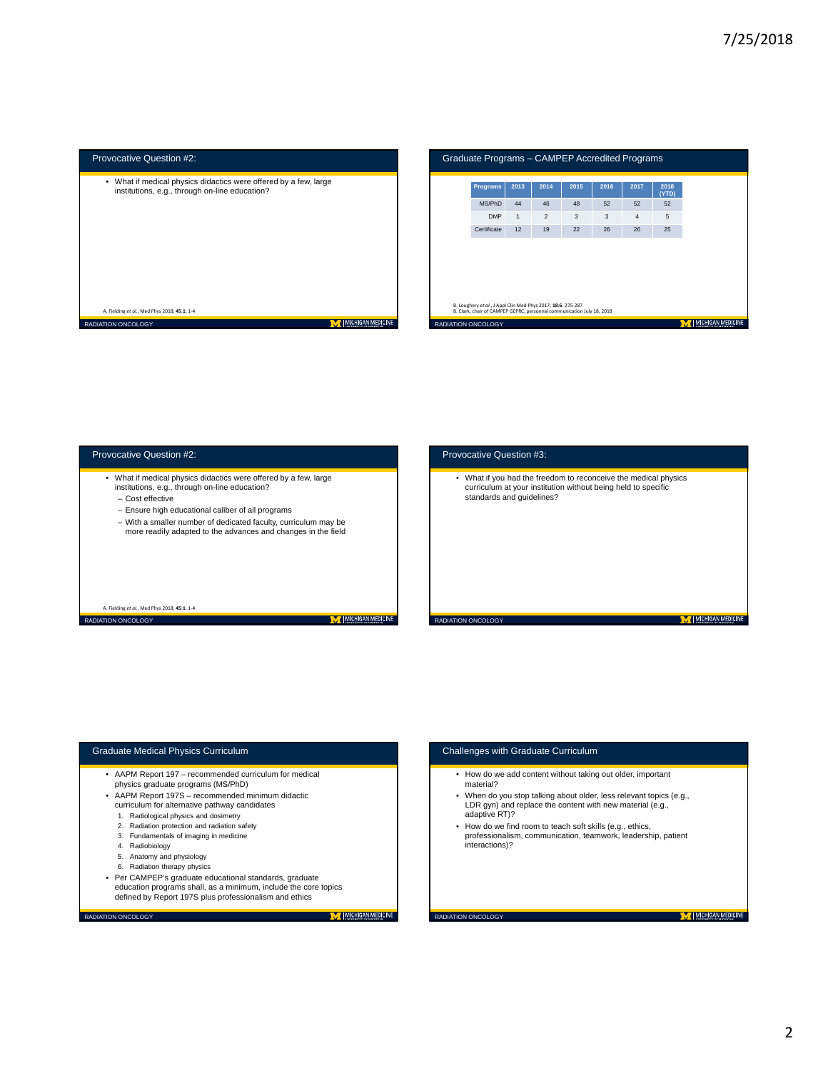## Provocative Question #2:

- What if medical physics didactics were offered by a few, large institutions, e.g., through on-line education?

A. Fielding *et al.*, Med Phys 2018; **45**:**1**: 1-4

## Graduate Programs – CAMPEP Accredited Programs

| Programs | 2013 | 2014 | 2015 | 2016 | 2017 | 2018 (YTD) |
|---|---|---|---|---|---|---|
| MS/PhD | 44 | 46 | 48 | 52 | 52 | 52 |
| DMP | 1 | 2 | 3 | 3 | 4 | 5 |
| Certificate | 12 | 19 | 22 | 26 | 26 | 25 |

B. Loughery *et al.*, J Appl Clin Med Phys 2017; **18**:**6**: 275-287
B. Clark, chair of CAMPEP GEPRC, personnal communication July 18, 2018

## Provocative Question #2:

- What if medical physics didactics were offered by a few, large institutions, e.g., through on-line education?
  - Cost effective
  - Ensure high educational caliber of all programs
  - With a smaller number of dedicated faculty, curriculum may be more readily adapted to the advances and changes in the field

A. Fielding *et al.*, Med Phys 2018; **45**:**1**: 1-4

## Provocative Question #3:

- What if you had the freedom to reconceive the medical physics curriculum at your institution without being held to specific standards and guidelines?

## Graduate Medical Physics Curriculum

- AAPM Report 197 – recommended curriculum for medical physics graduate programs (MS/PhD)
- AAPM Report 197S – recommended minimum didactic curriculum for alternative pathway candidates
  1. Radiological physics and dosimetry
  2. Radiation protection and radiation safety
  3. Fundamentals of imaging in medicine
  4. Radiobiology
  5. Anatomy and physiology
  6. Radiation therapy physics
- Per CAMPEP's graduate educational standards, graduate education programs shall, as a minimum, include the core topics defined by Report 197S plus professionalism and ethics

## Challenges with Graduate Curriculum

- How do we add content without taking out older, important material?
- When do you stop talking about older, less relevant topics (e.g., LDR gyn) and replace the content with new material (e.g., adaptive RT)?
- How do we find room to teach soft skills (e.g., ethics, professionalism, communication, teamwork, leadership, patient interactions)?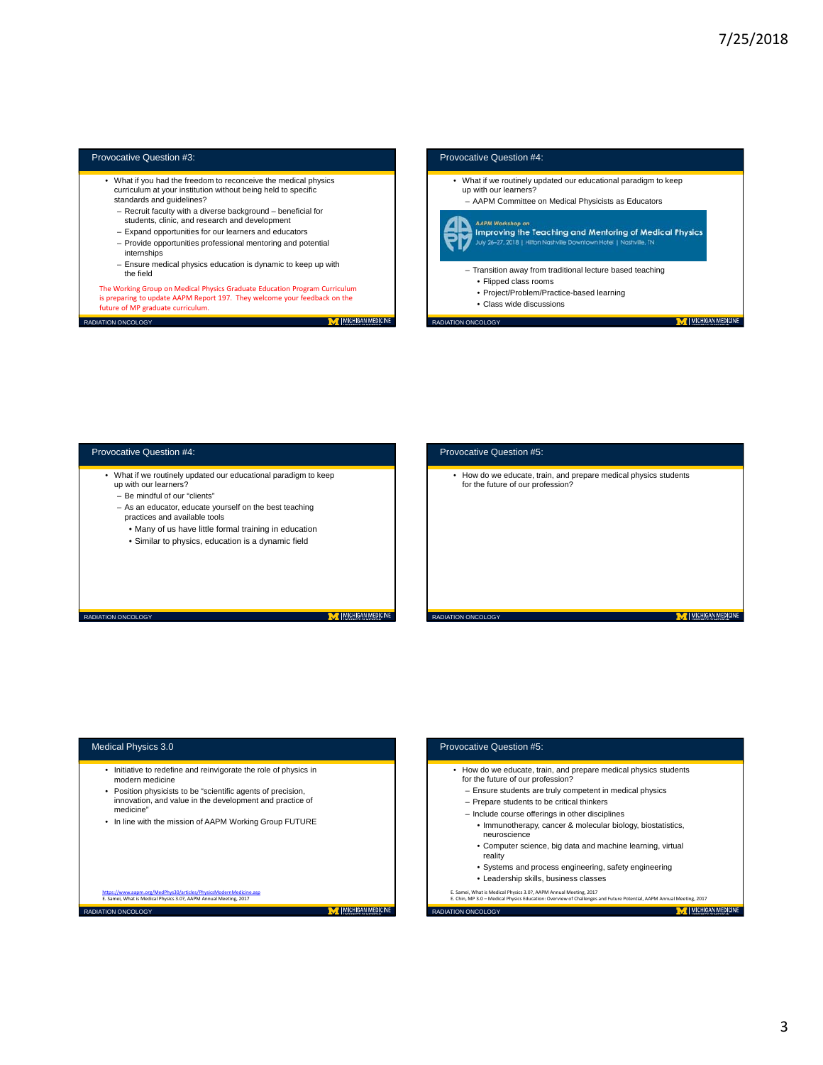## Provocative Question #3:

- What if you had the freedom to reconceive the medical physics curriculum at your institution without being held to specific standards and guidelines?
  - Recruit faculty with a diverse background – beneficial for students, clinic, and research and development
  - Expand opportunities for our learners and educators
  - Provide opportunities professional mentoring and potential internships
  - Ensure medical physics education is dynamic to keep up with the field

The Working Group on Medical Physics Graduate Education Program Curriculum is preparing to update AAPM Report 197. They welcome your feedback on the future of MP graduate curriculum.

## Provocative Question #4:

- What if we routinely updated our educational paradigm to keep up with our learners?
  - AAPM Committee on Medical Physicists as Educators

AAPM Workshop on Improving the Teaching and Mentoring of Medical Physics
July 26–27, 2018 | Hilton Nashville Downtown Hotel | Nashville, TN

  - Transition away from traditional lecture based teaching
    - Flipped class rooms
    - Project/Problem/Practice-based learning
    - Class wide discussions

## Provocative Question #4:

- What if we routinely updated our educational paradigm to keep up with our learners?
  - Be mindful of our "clients"
  - As an educator, educate yourself on the best teaching practices and available tools
    - Many of us have little formal training in education
    - Similar to physics, education is a dynamic field

## Provocative Question #5:

- How do we educate, train, and prepare medical physics students for the future of our profession?

## Medical Physics 3.0

- Initiative to redefine and reinvigorate the role of physics in modern medicine
- Position physicists to be "scientific agents of precision, innovation, and value in the development and practice of medicine"
- In line with the mission of AAPM Working Group FUTURE

https://www.aapm.org/MedPhys30/articles/PhysicsModernMedicine.asp
E. Samei, What is Medical Physics 3.0?, AAPM Annual Meeting, 2017

## Provocative Question #5:

- How do we educate, train, and prepare medical physics students for the future of our profession?
  - Ensure students are truly competent in medical physics
  - Prepare students to be critical thinkers
  - Include course offerings in other disciplines
    - Immunotherapy, cancer & molecular biology, biostatistics, neuroscience
    - Computer science, big data and machine learning, virtual reality
    - Systems and process engineering, safety engineering
    - Leadership skills, business classes

E. Samei, What is Medical Physics 3.0?, AAPM Annual Meeting, 2017
E. Chin, MP 3.0 – Medical Physics Education: Overview of Challenges and Future Potential, AAPM Annual Meeting, 2017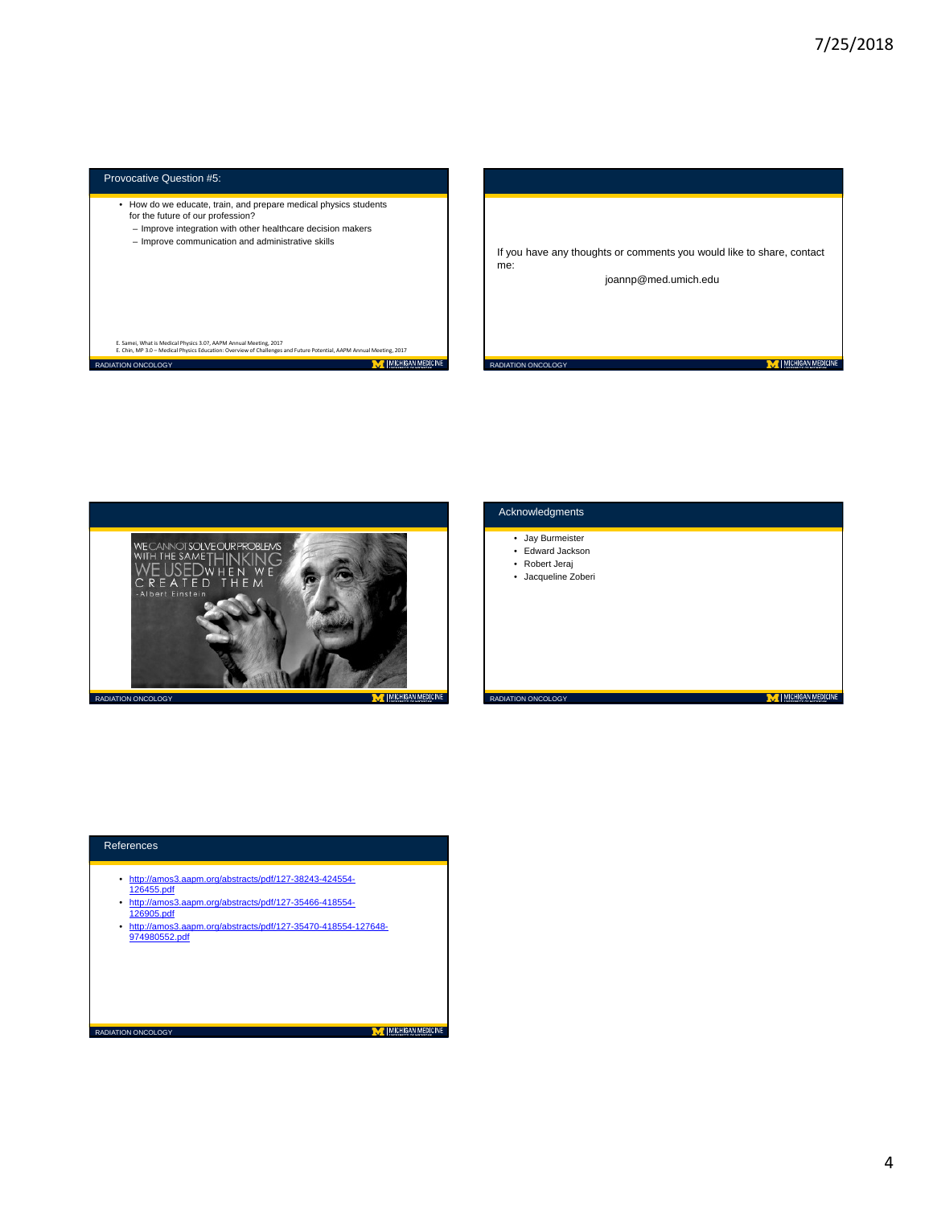## Provocative Question #5:

- How do we educate, train, and prepare medical physics students for the future of our profession?
  - Improve integration with other healthcare decision makers
  - Improve communication and administrative skills

E. Samei, What is Medical Physics 3.0?, AAPM Annual Meeting, 2017
E. Chin, MP 3.0 – Medical Physics Education: Overview of Challenges and Future Potential, AAPM Annual Meeting, 2017

---

If you have any thoughts or comments you would like to share, contact me:

joannp@med.umich.edu

---

WE CANNOT SOLVE OUR PROBLEMS WITH THE SAME THINKING WE USED WHEN WE CREATED THEM
-Albert Einstein

---

## Acknowledgments

- Jay Burmeister
- Edward Jackson
- Robert Jeraj
- Jacqueline Zoberi

---

## References

- http://amos3.aapm.org/abstracts/pdf/127-38243-424554-126455.pdf
- http://amos3.aapm.org/abstracts/pdf/127-35466-418554-126905.pdf
- http://amos3.aapm.org/abstracts/pdf/127-35470-418554-127648-974980552.pdf